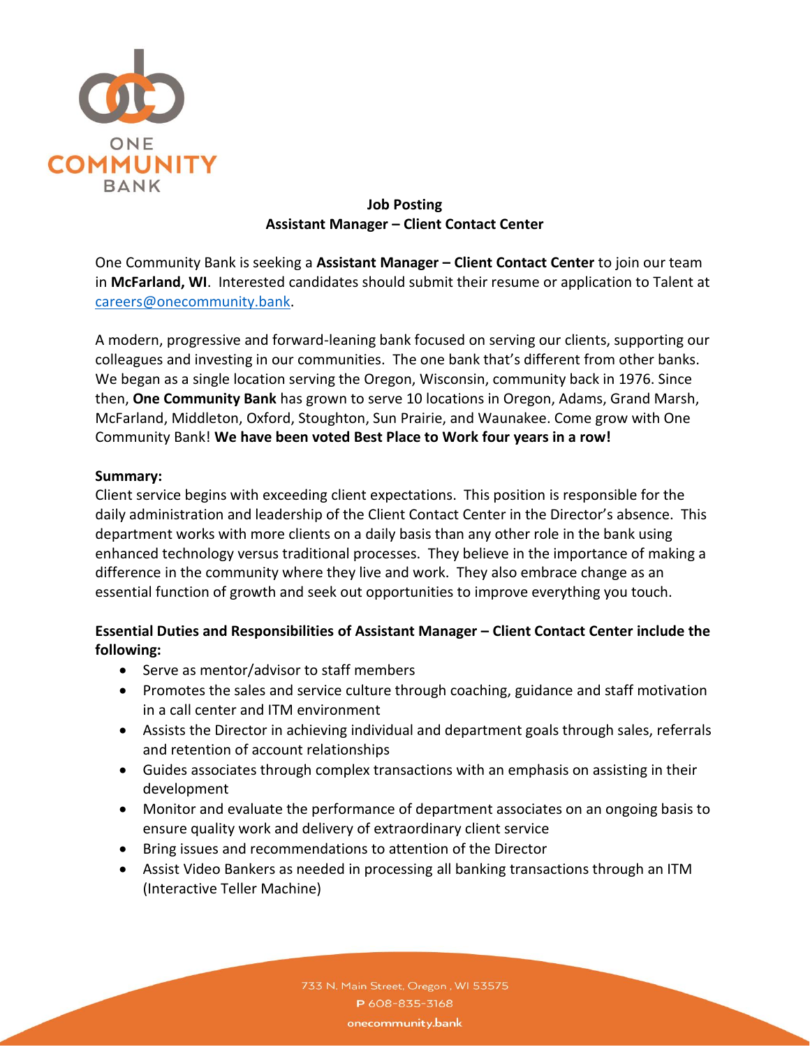ONE
COMMUNITY
BANK

**Job Posting**
**Assistant Manager – Client Contact Center**

One Community Bank is seeking a **Assistant Manager – Client Contact Center** to join our team in **McFarland, WI**. Interested candidates should submit their resume or application to Talent at careers@onecommunity.bank.

A modern, progressive and forward-leaning bank focused on serving our clients, supporting our colleagues and investing in our communities. The one bank that's different from other banks. We began as a single location serving the Oregon, Wisconsin, community back in 1976. Since then, **One Community Bank** has grown to serve 10 locations in Oregon, Adams, Grand Marsh, McFarland, Middleton, Oxford, Stoughton, Sun Prairie, and Waunakee. Come grow with One Community Bank! **We have been voted Best Place to Work four years in a row!**

**Summary:**
Client service begins with exceeding client expectations. This position is responsible for the daily administration and leadership of the Client Contact Center in the Director's absence. This department works with more clients on a daily basis than any other role in the bank using enhanced technology versus traditional processes. They believe in the importance of making a difference in the community where they live and work. They also embrace change as an essential function of growth and seek out opportunities to improve everything you touch.

**Essential Duties and Responsibilities of Assistant Manager – Client Contact Center include the following:**

- Serve as mentor/advisor to staff members
- Promotes the sales and service culture through coaching, guidance and staff motivation in a call center and ITM environment
- Assists the Director in achieving individual and department goals through sales, referrals and retention of account relationships
- Guides associates through complex transactions with an emphasis on assisting in their development
- Monitor and evaluate the performance of department associates on an ongoing basis to ensure quality work and delivery of extraordinary client service
- Bring issues and recommendations to attention of the Director
- Assist Video Bankers as needed in processing all banking transactions through an ITM (Interactive Teller Machine)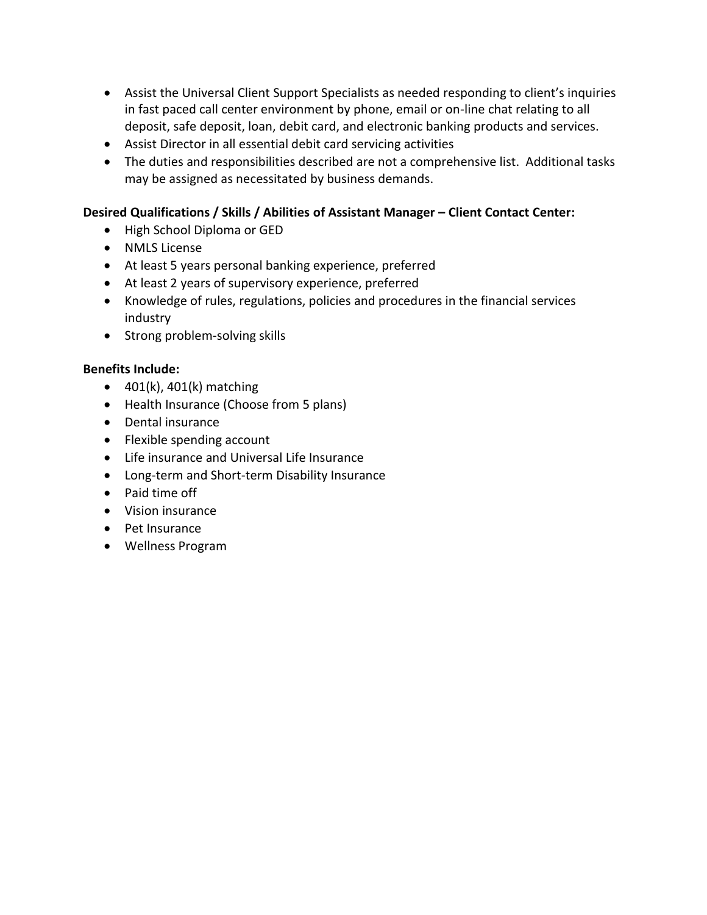- Assist the Universal Client Support Specialists as needed responding to client's inquiries in fast paced call center environment by phone, email or on-line chat relating to all deposit, safe deposit, loan, debit card, and electronic banking products and services.
- Assist Director in all essential debit card servicing activities
- The duties and responsibilities described are not a comprehensive list. Additional tasks may be assigned as necessitated by business demands.

**Desired Qualifications / Skills / Abilities of Assistant Manager – Client Contact Center:**

- High School Diploma or GED
- NMLS License
- At least 5 years personal banking experience, preferred
- At least 2 years of supervisory experience, preferred
- Knowledge of rules, regulations, policies and procedures in the financial services industry
- Strong problem-solving skills

**Benefits Include:**

- 401(k), 401(k) matching
- Health Insurance (Choose from 5 plans)
- Dental insurance
- Flexible spending account
- Life insurance and Universal Life Insurance
- Long-term and Short-term Disability Insurance
- Paid time off
- Vision insurance
- Pet Insurance
- Wellness Program